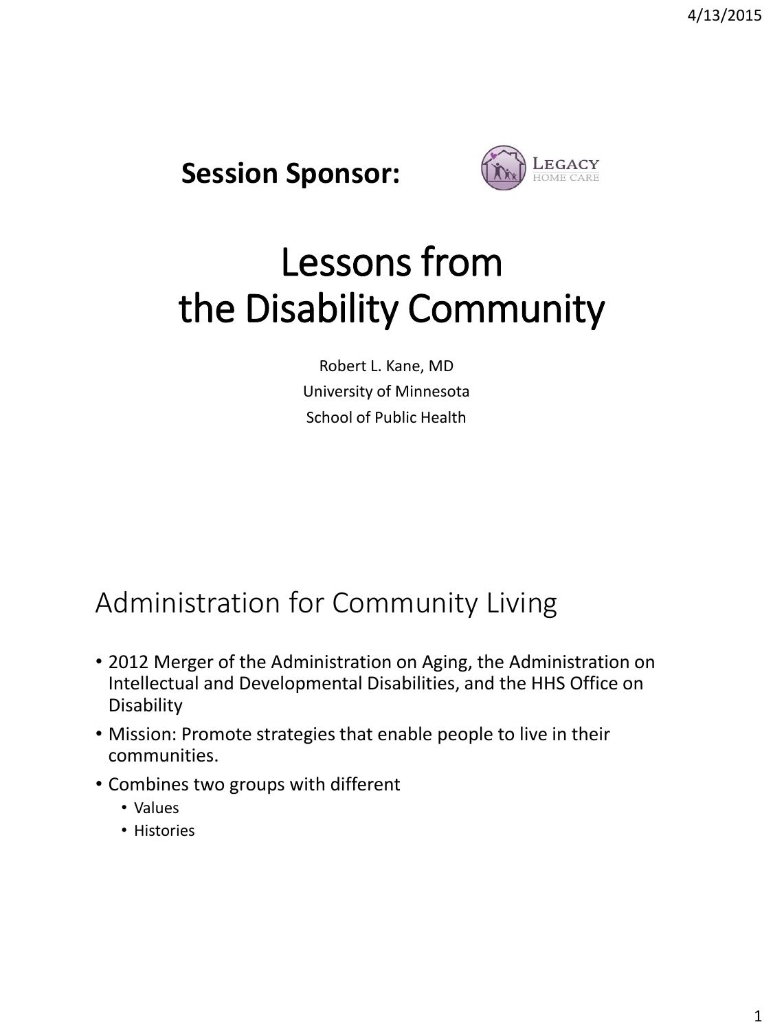**Session Sponsor:**

# Lessons from the Disability Community

Robert L. Kane, MD
University of Minnesota
School of Public Health

## Administration for Community Living

- 2012 Merger of the Administration on Aging, the Administration on Intellectual and Developmental Disabilities, and the HHS Office on Disability
- Mission: Promote strategies that enable people to live in their communities.
- Combines two groups with different
  - Values
  - Histories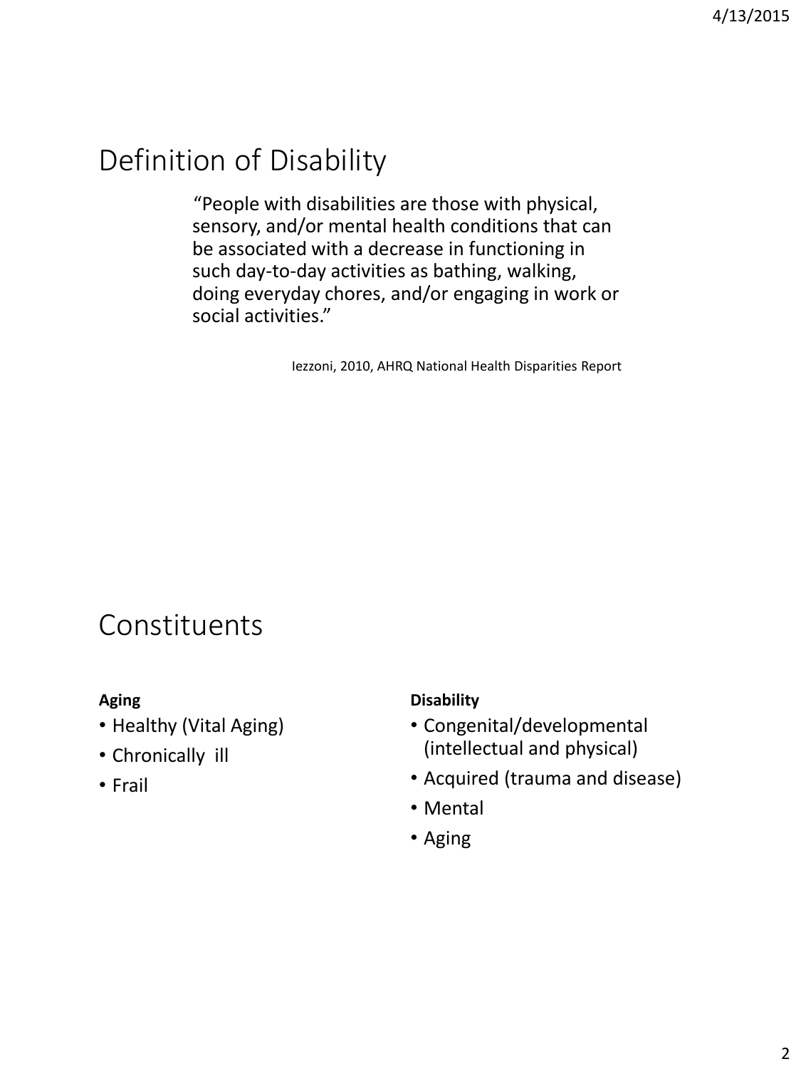# Definition of Disability

> "People with disabilities are those with physical, sensory, and/or mental health conditions that can be associated with a decrease in functioning in such day-to-day activities as bathing, walking, doing everyday chores, and/or engaging in work or social activities."

Iezzoni, 2010, AHRQ National Health Disparities Report

# Constituents

**Aging**

- Healthy (Vital Aging)
- Chronically ill
- Frail

**Disability**

- Congenital/developmental (intellectual and physical)
- Acquired (trauma and disease)
- Mental
- Aging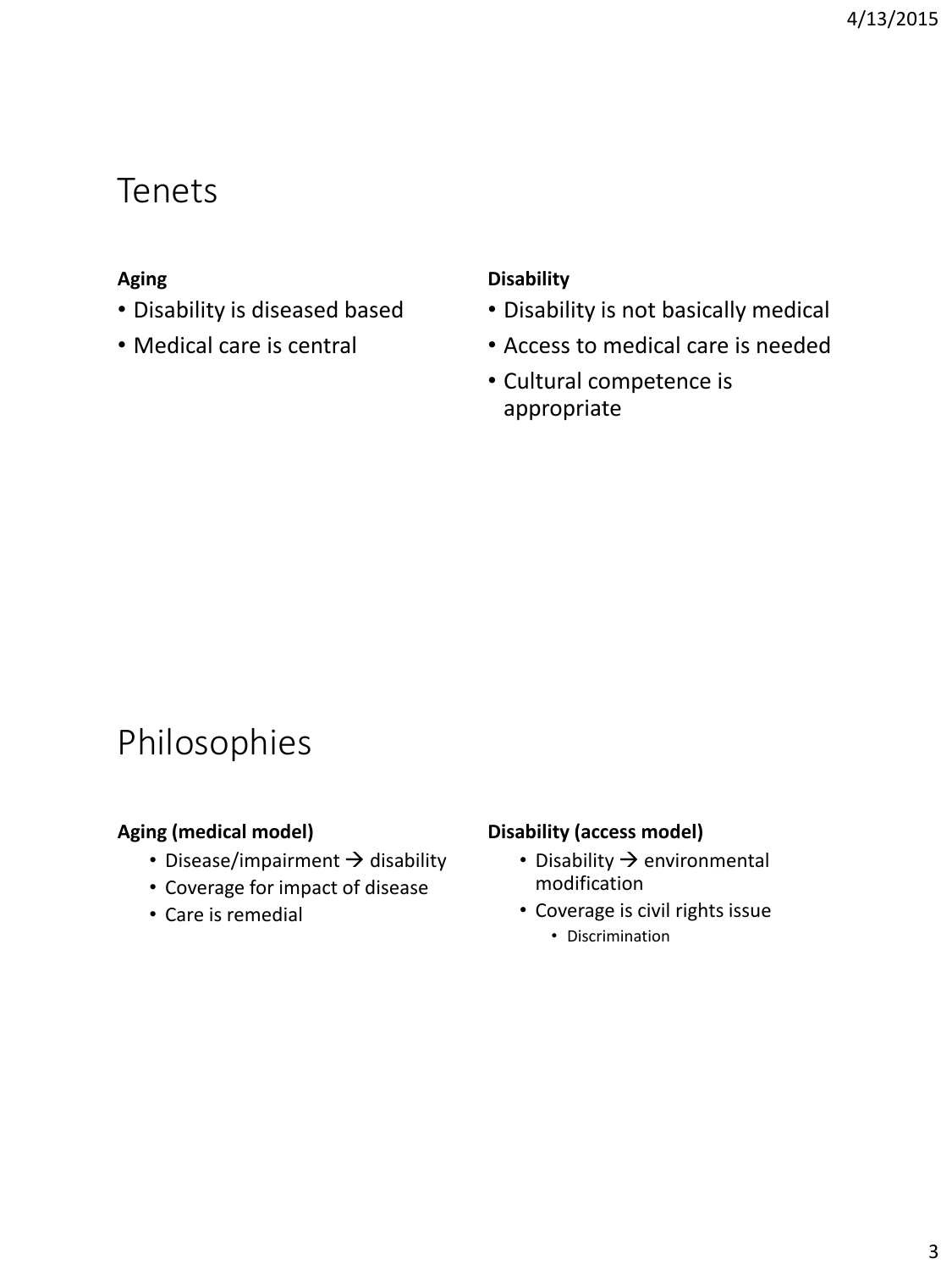# Tenets

**Aging**

- Disability is diseased based
- Medical care is central

**Disability**

- Disability is not basically medical
- Access to medical care is needed
- Cultural competence is appropriate

# Philosophies

**Aging (medical model)**

- Disease/impairment → disability
- Coverage for impact of disease
- Care is remedial

**Disability (access model)**

- Disability → environmental modification
- Coverage is civil rights issue
  - Discrimination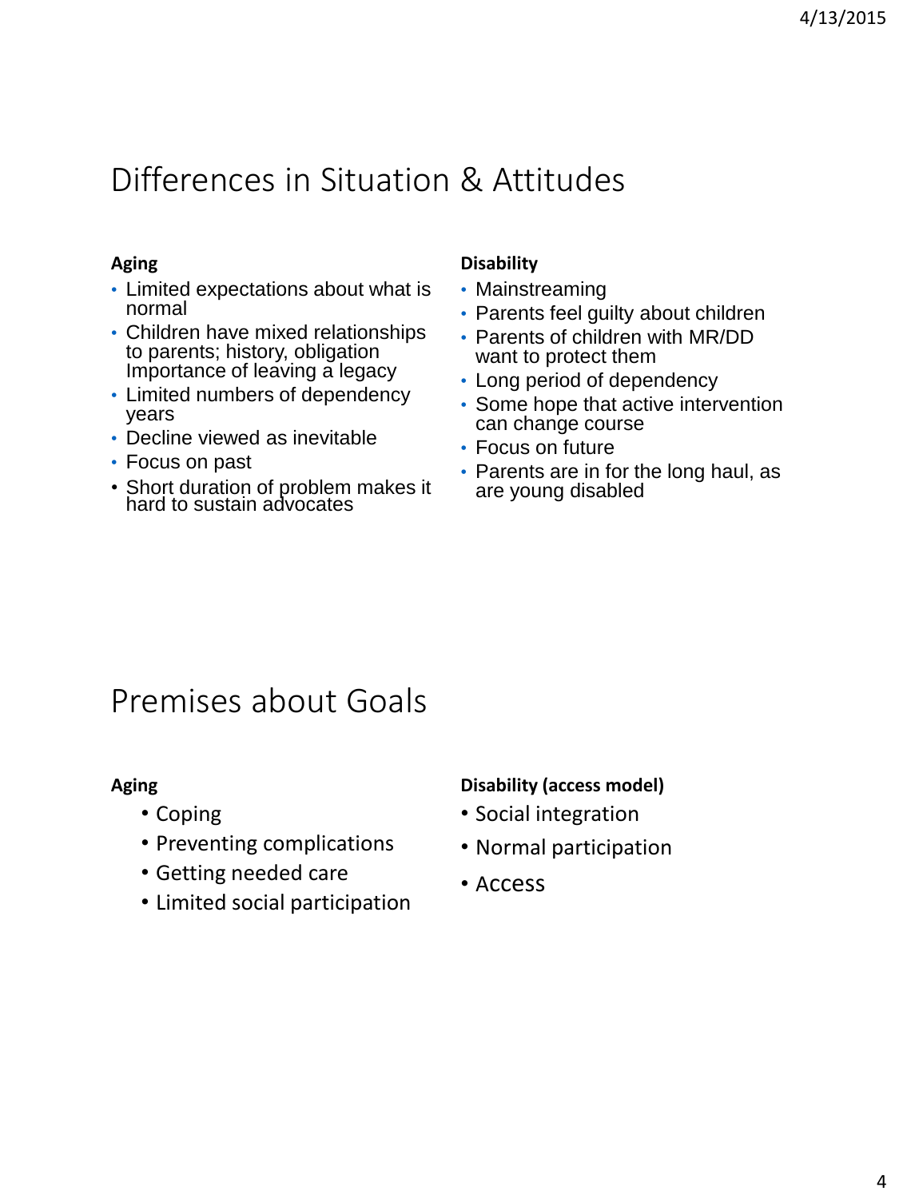## Differences in Situation & Attitudes

**Aging**

- Limited expectations about what is normal
- Children have mixed relationships to parents; history, obligation Importance of leaving a legacy
- Limited numbers of dependency years
- Decline viewed as inevitable
- Focus on past
- Short duration of problem makes it hard to sustain advocates

**Disability**

- Mainstreaming
- Parents feel guilty about children
- Parents of children with MR/DD want to protect them
- Long period of dependency
- Some hope that active intervention can change course
- Focus on future
- Parents are in for the long haul, as are young disabled

## Premises about Goals

**Aging**

- Coping
- Preventing complications
- Getting needed care
- Limited social participation

**Disability (access model)**

- Social integration
- Normal participation
- Access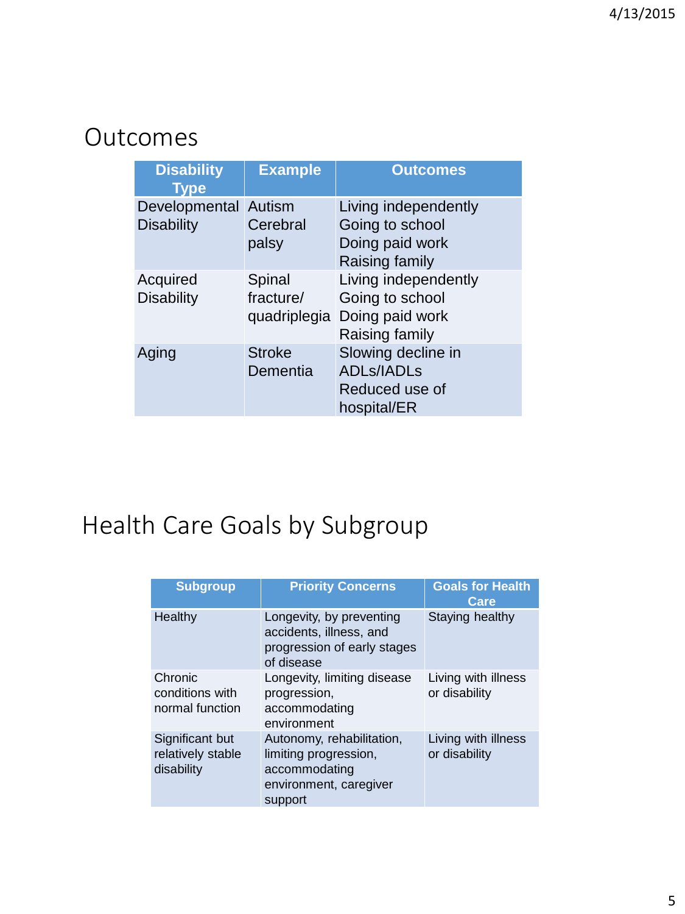## Outcomes

| Disability Type | Example | Outcomes |
|---|---|---|
| Developmental Disability | Autism<br>Cerebral palsy | Living independently<br>Going to school<br>Doing paid work<br>Raising family |
| Acquired Disability | Spinal fracture/ quadriplegia | Living independently<br>Going to school<br>Doing paid work<br>Raising family |
| Aging | Stroke<br>Dementia | Slowing decline in ADLs/IADLs<br>Reduced use of hospital/ER |

## Health Care Goals by Subgroup

| Subgroup | Priority Concerns | Goals for Health Care |
|---|---|---|
| Healthy | Longevity, by preventing accidents, illness, and progression of early stages of disease | Staying healthy |
| Chronic conditions with normal function | Longevity, limiting disease progression, accommodating environment | Living with illness or disability |
| Significant but relatively stable disability | Autonomy, rehabilitation, limiting progression, accommodating environment, caregiver support | Living with illness or disability |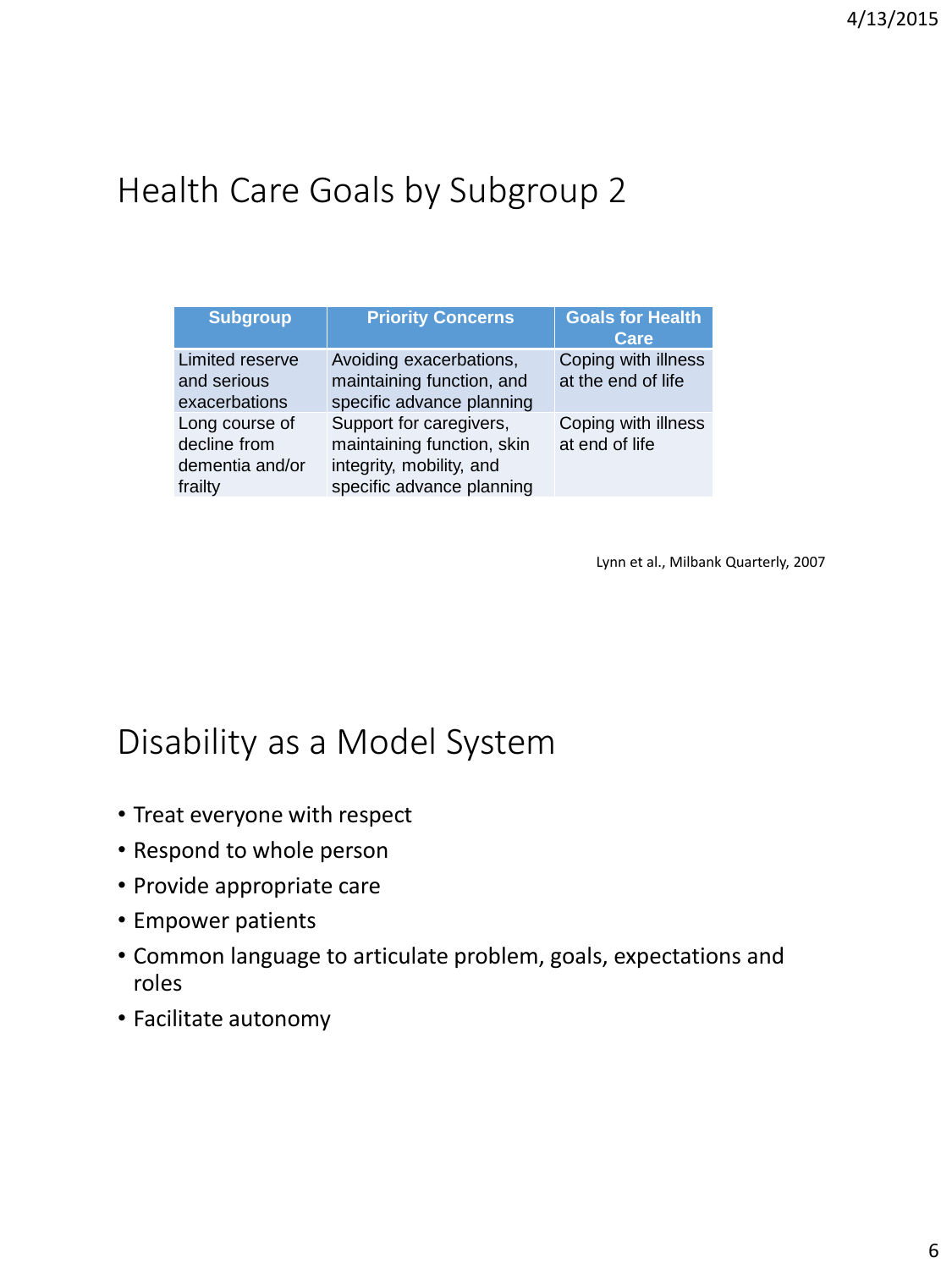## Health Care Goals by Subgroup 2

| Subgroup | Priority Concerns | Goals for Health Care |
|---|---|---|
| Limited reserve and serious exacerbations | Avoiding exacerbations, maintaining function, and specific advance planning | Coping with illness at the end of life |
| Long course of decline from dementia and/or frailty | Support for caregivers, maintaining function, skin integrity, mobility, and specific advance planning | Coping with illness at end of life |

Lynn et al., Milbank Quarterly, 2007

## Disability as a Model System

- Treat everyone with respect
- Respond to whole person
- Provide appropriate care
- Empower patients
- Common language to articulate problem, goals, expectations and roles
- Facilitate autonomy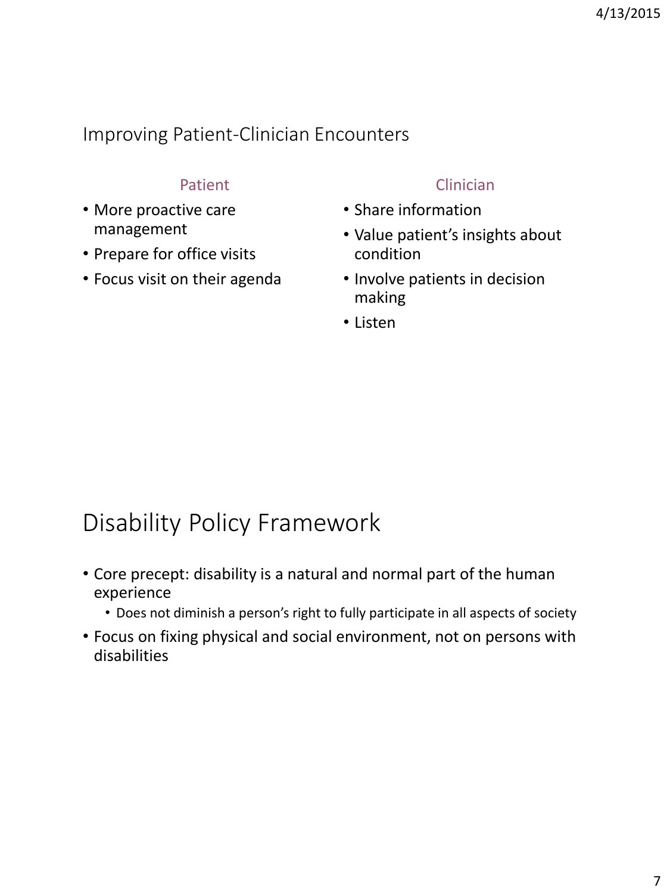## Improving Patient-Clinician Encounters

### Patient

- More proactive care management
- Prepare for office visits
- Focus visit on their agenda

### Clinician

- Share information
- Value patient's insights about condition
- Involve patients in decision making
- Listen

## Disability Policy Framework

- Core precept: disability is a natural and normal part of the human experience
  - Does not diminish a person's right to fully participate in all aspects of society
- Focus on fixing physical and social environment, not on persons with disabilities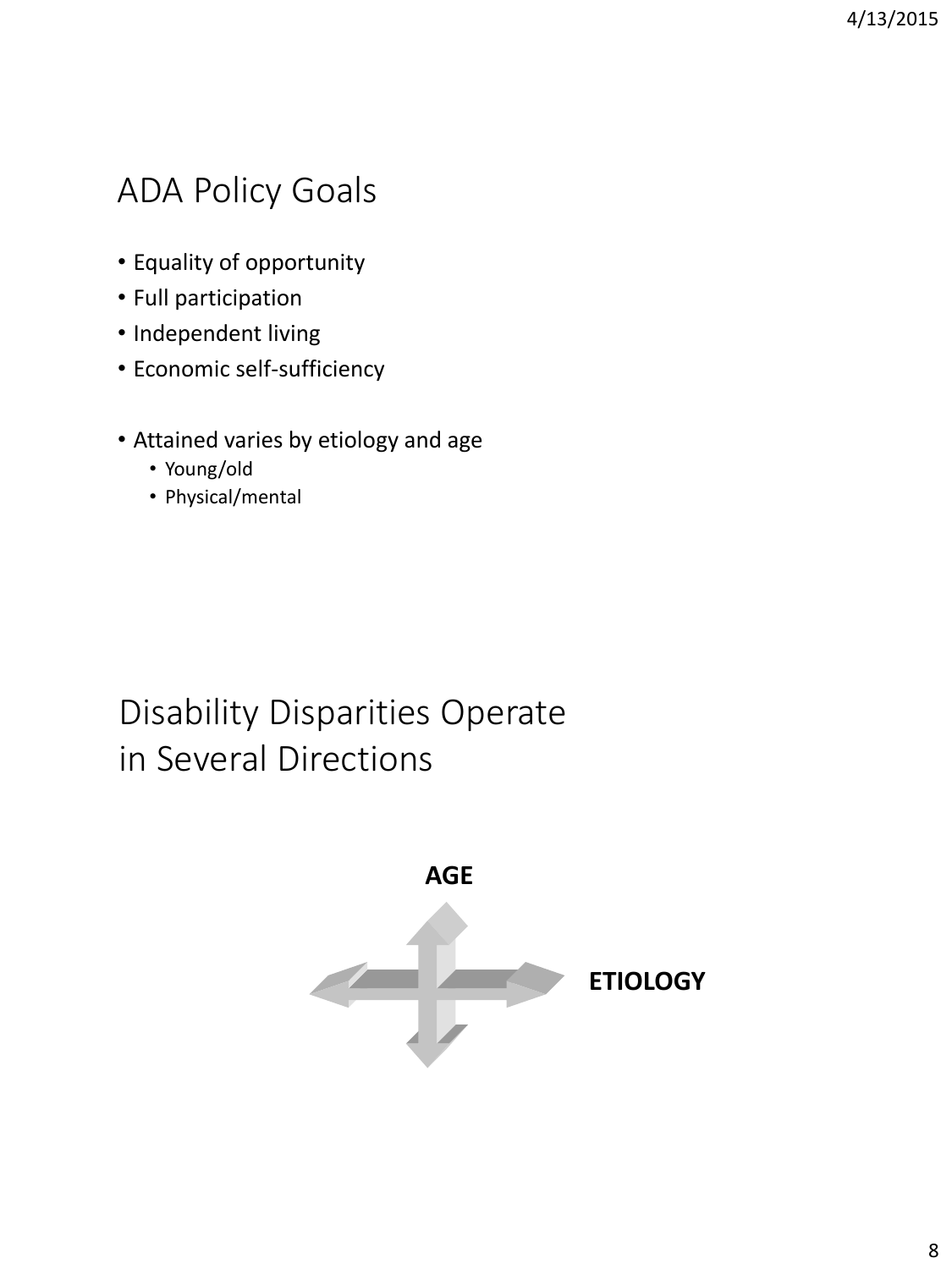## ADA Policy Goals

- Equality of opportunity
- Full participation
- Independent living
- Economic self-sufficiency

- Attained varies by etiology and age
  - Young/old
  - Physical/mental

## Disability Disparities Operate in Several Directions

**AGE**

**ETIOLOGY**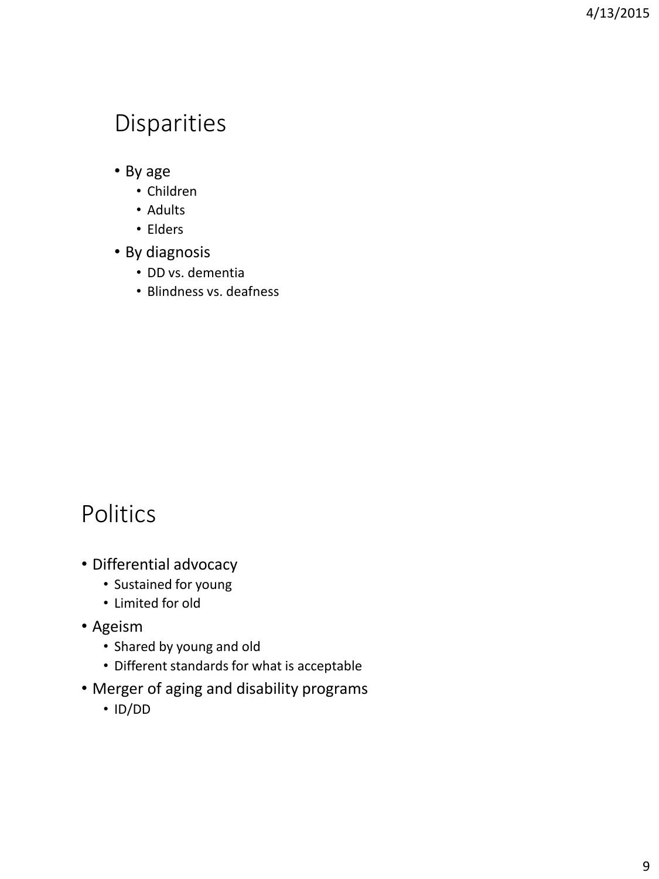## Disparities

- By age
  - Children
  - Adults
  - Elders
- By diagnosis
  - DD vs. dementia
  - Blindness vs. deafness

## Politics

- Differential advocacy
  - Sustained for young
  - Limited for old
- Ageism
  - Shared by young and old
  - Different standards for what is acceptable
- Merger of aging and disability programs
  - ID/DD